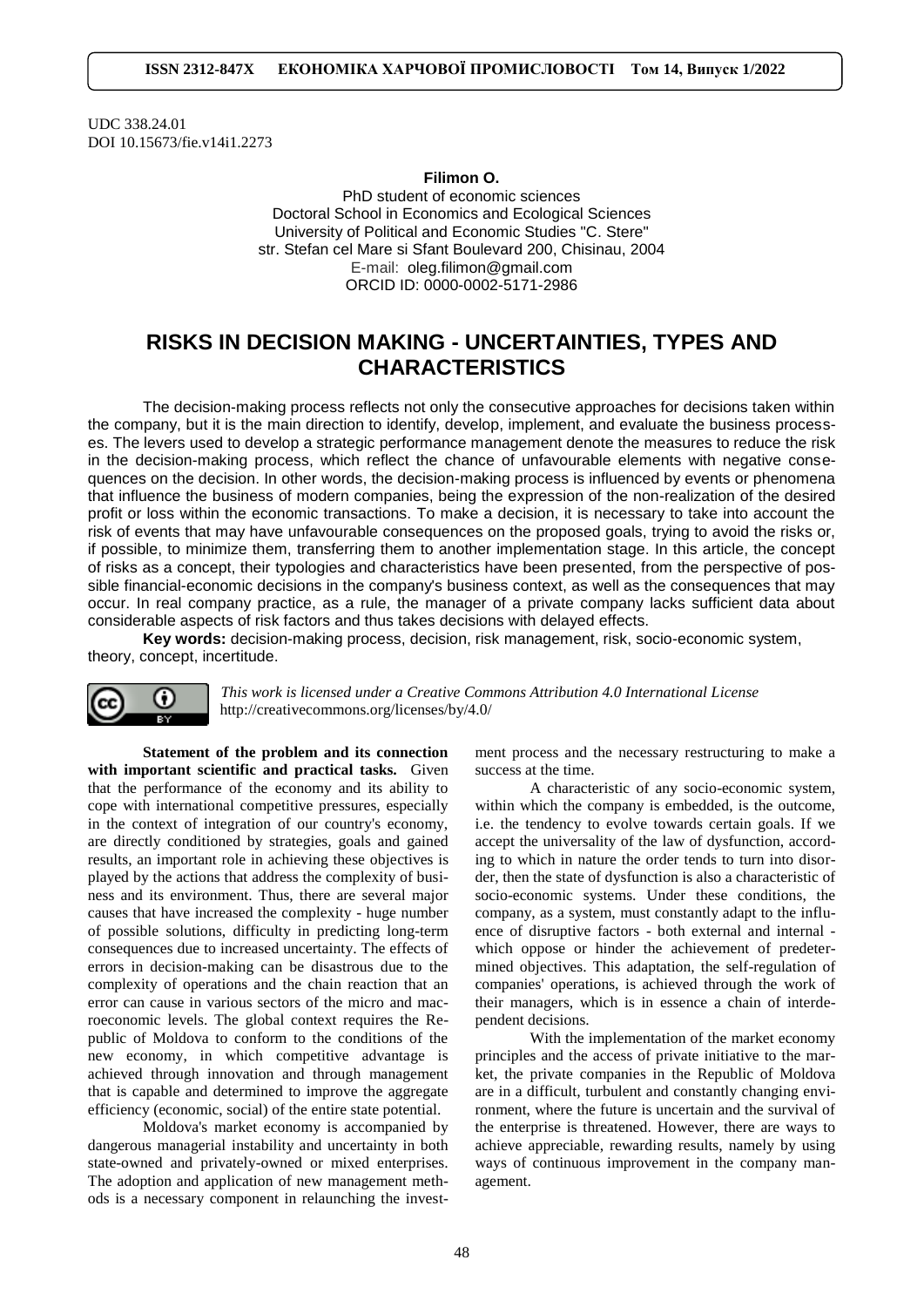UDC 338.24.01
DOI 10.15673/fie.v14i1.2273

**Filimon O.**
PhD student of economic sciences
Doctoral School in Economics and Ecological Sciences
University of Political and Economic Studies "C. Stere"
str. Stefan cel Mare si Sfant Boulevard 200, Chisinau, 2004
E-mail: oleg.filimon@gmail.com
ORCID ID: 0000-0002-5171-2986

# RISKS IN DECISION MAKING - UNCERTAINTIES, TYPES AND CHARACTERISTICS

The decision-making process reflects not only the consecutive approaches for decisions taken within the company, but it is the main direction to identify, develop, implement, and evaluate the business processes. The levers used to develop a strategic performance management denote the measures to reduce the risk in the decision-making process, which reflect the chance of unfavourable elements with negative consequences on the decision. In other words, the decision-making process is influenced by events or phenomena that influence the business of modern companies, being the expression of the non-realization of the desired profit or loss within the economic transactions. To make a decision, it is necessary to take into account the risk of events that may have unfavourable consequences on the proposed goals, trying to avoid the risks or, if possible, to minimize them, transferring them to another implementation stage. In this article, the concept of risks as a concept, their typologies and characteristics have been presented, from the perspective of possible financial-economic decisions in the company's business context, as well as the consequences that may occur. In real company practice, as a rule, the manager of a private company lacks sufficient data about considerable aspects of risk factors and thus takes decisions with delayed effects.

**Key words:** decision-making process, decision, risk management, risk, socio-economic system, theory, concept, incertitude.

*This work is licensed under a Creative Commons Attribution 4.0 International License*
http://creativecommons.org/licenses/by/4.0/

**Statement of the problem and its connection with important scientific and practical tasks.** Given that the performance of the economy and its ability to cope with international competitive pressures, especially in the context of integration of our country's economy, are directly conditioned by strategies, goals and gained results, an important role in achieving these objectives is played by the actions that address the complexity of business and its environment. Thus, there are several major causes that have increased the complexity - huge number of possible solutions, difficulty in predicting long-term consequences due to increased uncertainty. The effects of errors in decision-making can be disastrous due to the complexity of operations and the chain reaction that an error can cause in various sectors of the micro and macroeconomic levels. The global context requires the Republic of Moldova to conform to the conditions of the new economy, in which competitive advantage is achieved through innovation and through management that is capable and determined to improve the aggregate efficiency (economic, social) of the entire state potential.

Moldova's market economy is accompanied by dangerous managerial instability and uncertainty in both state-owned and privately-owned or mixed enterprises. The adoption and application of new management methods is a necessary component in relaunching the investment process and the necessary restructuring to make a success at the time.

A characteristic of any socio-economic system, within which the company is embedded, is the outcome, i.e. the tendency to evolve towards certain goals. If we accept the universality of the law of dysfunction, according to which in nature the order tends to turn into disorder, then the state of dysfunction is also a characteristic of socio-economic systems. Under these conditions, the company, as a system, must constantly adapt to the influence of disruptive factors - both external and internal - which oppose or hinder the achievement of predetermined objectives. This adaptation, the self-regulation of companies' operations, is achieved through the work of their managers, which is in essence a chain of interdependent decisions.

With the implementation of the market economy principles and the access of private initiative to the market, the private companies in the Republic of Moldova are in a difficult, turbulent and constantly changing environment, where the future is uncertain and the survival of the enterprise is threatened. However, there are ways to achieve appreciable, rewarding results, namely by using ways of continuous improvement in the company management.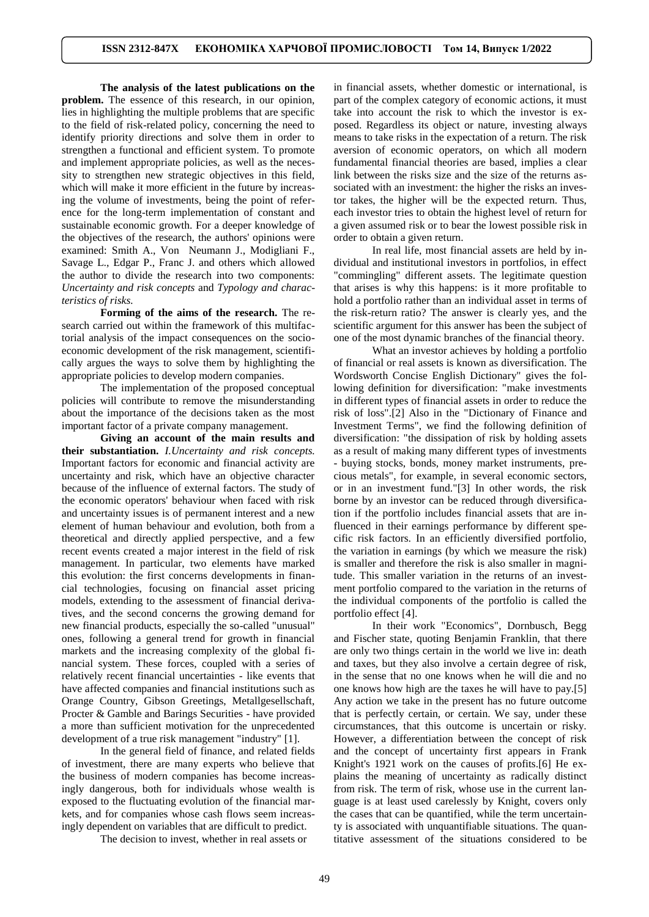**The analysis of the latest publications on the problem.** The essence of this research, in our opinion, lies in highlighting the multiple problems that are specific to the field of risk-related policy, concerning the need to identify priority directions and solve them in order to strengthen a functional and efficient system. To promote and implement appropriate policies, as well as the necessity to strengthen new strategic objectives in this field, which will make it more efficient in the future by increasing the volume of investments, being the point of reference for the long-term implementation of constant and sustainable economic growth. For a deeper knowledge of the objectives of the research, the authors' opinions were examined: Smith A., Von Neumann J., Modigliani F., Savage L., Edgar P., Franc J. and others which allowed the author to divide the research into two components: *Uncertainty and risk concepts* and *Typology and characteristics of risks.*

**Forming of the aims of the research.** The research carried out within the framework of this multifactorial analysis of the impact consequences on the socio-economic development of the risk management, scientifically argues the ways to solve them by highlighting the appropriate policies to develop modern companies.

The implementation of the proposed conceptual policies will contribute to remove the misunderstanding about the importance of the decisions taken as the most important factor of a private company management.

**Giving an account of the main results and their substantiation.** *I.Uncertainty and risk concepts.* Important factors for economic and financial activity are uncertainty and risk, which have an objective character because of the influence of external factors. The study of the economic operators' behaviour when faced with risk and uncertainty issues is of permanent interest and a new element of human behaviour and evolution, both from a theoretical and directly applied perspective, and a few recent events created a major interest in the field of risk management. In particular, two elements have marked this evolution: the first concerns developments in financial technologies, focusing on financial asset pricing models, extending to the assessment of financial derivatives, and the second concerns the growing demand for new financial products, especially the so-called "unusual" ones, following a general trend for growth in financial markets and the increasing complexity of the global financial system. These forces, coupled with a series of relatively recent financial uncertainties - like events that have affected companies and financial institutions such as Orange Country, Gibson Greetings, Metallgesellschaft, Procter & Gamble and Barings Securities - have provided a more than sufficient motivation for the unprecedented development of a true risk management "industry" [1].

In the general field of finance, and related fields of investment, there are many experts who believe that the business of modern companies has become increasingly dangerous, both for individuals whose wealth is exposed to the fluctuating evolution of the financial markets, and for companies whose cash flows seem increasingly dependent on variables that are difficult to predict.

The decision to invest, whether in real assets or in financial assets, whether domestic or international, is part of the complex category of economic actions, it must take into account the risk to which the investor is exposed. Regardless its object or nature, investing always means to take risks in the expectation of a return. The risk aversion of economic operators, on which all modern fundamental financial theories are based, implies a clear link between the risks size and the size of the returns associated with an investment: the higher the risks an investor takes, the higher will be the expected return. Thus, each investor tries to obtain the highest level of return for a given assumed risk or to bear the lowest possible risk in order to obtain a given return.

In real life, most financial assets are held by individual and institutional investors in portfolios, in effect "commingling" different assets. The legitimate question that arises is why this happens: is it more profitable to hold a portfolio rather than an individual asset in terms of the risk-return ratio? The answer is clearly yes, and the scientific argument for this answer has been the subject of one of the most dynamic branches of the financial theory.

What an investor achieves by holding a portfolio of financial or real assets is known as diversification. The Wordsworth Concise English Dictionary" gives the following definition for diversification: "make investments in different types of financial assets in order to reduce the risk of loss".[2] Also in the "Dictionary of Finance and Investment Terms", we find the following definition of diversification: "the dissipation of risk by holding assets as a result of making many different types of investments - buying stocks, bonds, money market instruments, precious metals", for example, in several economic sectors, or in an investment fund."[3] In other words, the risk borne by an investor can be reduced through diversification if the portfolio includes financial assets that are influenced in their earnings performance by different specific risk factors. In an efficiently diversified portfolio, the variation in earnings (by which we measure the risk) is smaller and therefore the risk is also smaller in magnitude. This smaller variation in the returns of an investment portfolio compared to the variation in the returns of the individual components of the portfolio is called the portfolio effect [4].

In their work "Economics", Dornbusch, Begg and Fischer state, quoting Benjamin Franklin, that there are only two things certain in the world we live in: death and taxes, but they also involve a certain degree of risk, in the sense that no one knows when he will die and no one knows how high are the taxes he will have to pay.[5] Any action we take in the present has no future outcome that is perfectly certain, or certain. We say, under these circumstances, that this outcome is uncertain or risky. However, a differentiation between the concept of risk and the concept of uncertainty first appears in Frank Knight's 1921 work on the causes of profits.[6] He explains the meaning of uncertainty as radically distinct from risk. The term of risk, whose use in the current language is at least used carelessly by Knight, covers only the cases that can be quantified, while the term uncertainty is associated with unquantifiable situations. The quantitative assessment of the situations considered to be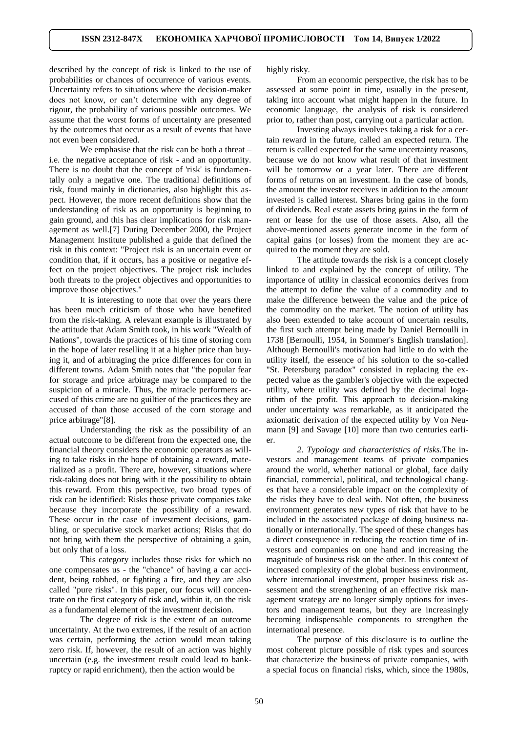described by the concept of risk is linked to the use of probabilities or chances of occurrence of various events. Uncertainty refers to situations where the decision-maker does not know, or can't determine with any degree of rigour, the probability of various possible outcomes. We assume that the worst forms of uncertainty are presented by the outcomes that occur as a result of events that have not even been considered.

We emphasise that the risk can be both a threat – i.e. the negative acceptance of risk - and an opportunity. There is no doubt that the concept of 'risk' is fundamentally only a negative one. The traditional definitions of risk, found mainly in dictionaries, also highlight this aspect. However, the more recent definitions show that the understanding of risk as an opportunity is beginning to gain ground, and this has clear implications for risk management as well.[7] During December 2000, the Project Management Institute published a guide that defined the risk in this context: "Project risk is an uncertain event or condition that, if it occurs, has a positive or negative effect on the project objectives. The project risk includes both threats to the project objectives and opportunities to improve those objectives."

It is interesting to note that over the years there has been much criticism of those who have benefited from the risk-taking. A relevant example is illustrated by the attitude that Adam Smith took, in his work "Wealth of Nations", towards the practices of his time of storing corn in the hope of later reselling it at a higher price than buying it, and of arbitraging the price differences for corn in different towns. Adam Smith notes that "the popular fear for storage and price arbitrage may be compared to the suspicion of a miracle. Thus, the miracle performers accused of this crime are no guiltier of the practices they are accused of than those accused of the corn storage and price arbitrage"[8].

Understanding the risk as the possibility of an actual outcome to be different from the expected one, the financial theory considers the economic operators as willing to take risks in the hope of obtaining a reward, materialized as a profit. There are, however, situations where risk-taking does not bring with it the possibility to obtain this reward. From this perspective, two broad types of risk can be identified: Risks those private companies take because they incorporate the possibility of a reward. These occur in the case of investment decisions, gambling, or speculative stock market actions; Risks that do not bring with them the perspective of obtaining a gain, but only that of a loss.

This category includes those risks for which no one compensates us - the "chance" of having a car accident, being robbed, or fighting a fire, and they are also called "pure risks". In this paper, our focus will concentrate on the first category of risk and, within it, on the risk as a fundamental element of the investment decision.

The degree of risk is the extent of an outcome uncertainty. At the two extremes, if the result of an action was certain, performing the action would mean taking zero risk. If, however, the result of an action was highly uncertain (e.g. the investment result could lead to bankruptcy or rapid enrichment), then the action would be highly risky.

From an economic perspective, the risk has to be assessed at some point in time, usually in the present, taking into account what might happen in the future. In economic language, the analysis of risk is considered prior to, rather than post, carrying out a particular action.

Investing always involves taking a risk for a certain reward in the future, called an expected return. The return is called expected for the same uncertainty reasons, because we do not know what result of that investment will be tomorrow or a year later. There are different forms of returns on an investment. In the case of bonds, the amount the investor receives in addition to the amount invested is called interest. Shares bring gains in the form of dividends. Real estate assets bring gains in the form of rent or lease for the use of those assets. Also, all the above-mentioned assets generate income in the form of capital gains (or losses) from the moment they are acquired to the moment they are sold.

The attitude towards the risk is a concept closely linked to and explained by the concept of utility. The importance of utility in classical economics derives from the attempt to define the value of a commodity and to make the difference between the value and the price of the commodity on the market. The notion of utility has also been extended to take account of uncertain results, the first such attempt being made by Daniel Bernoulli in 1738 [Bernoulli, 1954, in Sommer's English translation]. Although Bernoulli's motivation had little to do with the utility itself, the essence of his solution to the so-called "St. Petersburg paradox" consisted in replacing the expected value as the gambler's objective with the expected utility, where utility was defined by the decimal logarithm of the profit. This approach to decision-making under uncertainty was remarkable, as it anticipated the axiomatic derivation of the expected utility by Von Neumann [9] and Savage [10] more than two centuries earlier.

*2. Typology and characteristics of risks.* The investors and management teams of private companies around the world, whether national or global, face daily financial, commercial, political, and technological changes that have a considerable impact on the complexity of the risks they have to deal with. Not often, the business environment generates new types of risk that have to be included in the associated package of doing business nationally or internationally. The speed of these changes has a direct consequence in reducing the reaction time of investors and companies on one hand and increasing the magnitude of business risk on the other. In this context of increased complexity of the global business environment, where international investment, proper business risk assessment and the strengthening of an effective risk management strategy are no longer simply options for investors and management teams, but they are increasingly becoming indispensable components to strengthen the international presence.

The purpose of this disclosure is to outline the most coherent picture possible of risk types and sources that characterize the business of private companies, with a special focus on financial risks, which, since the 1980s,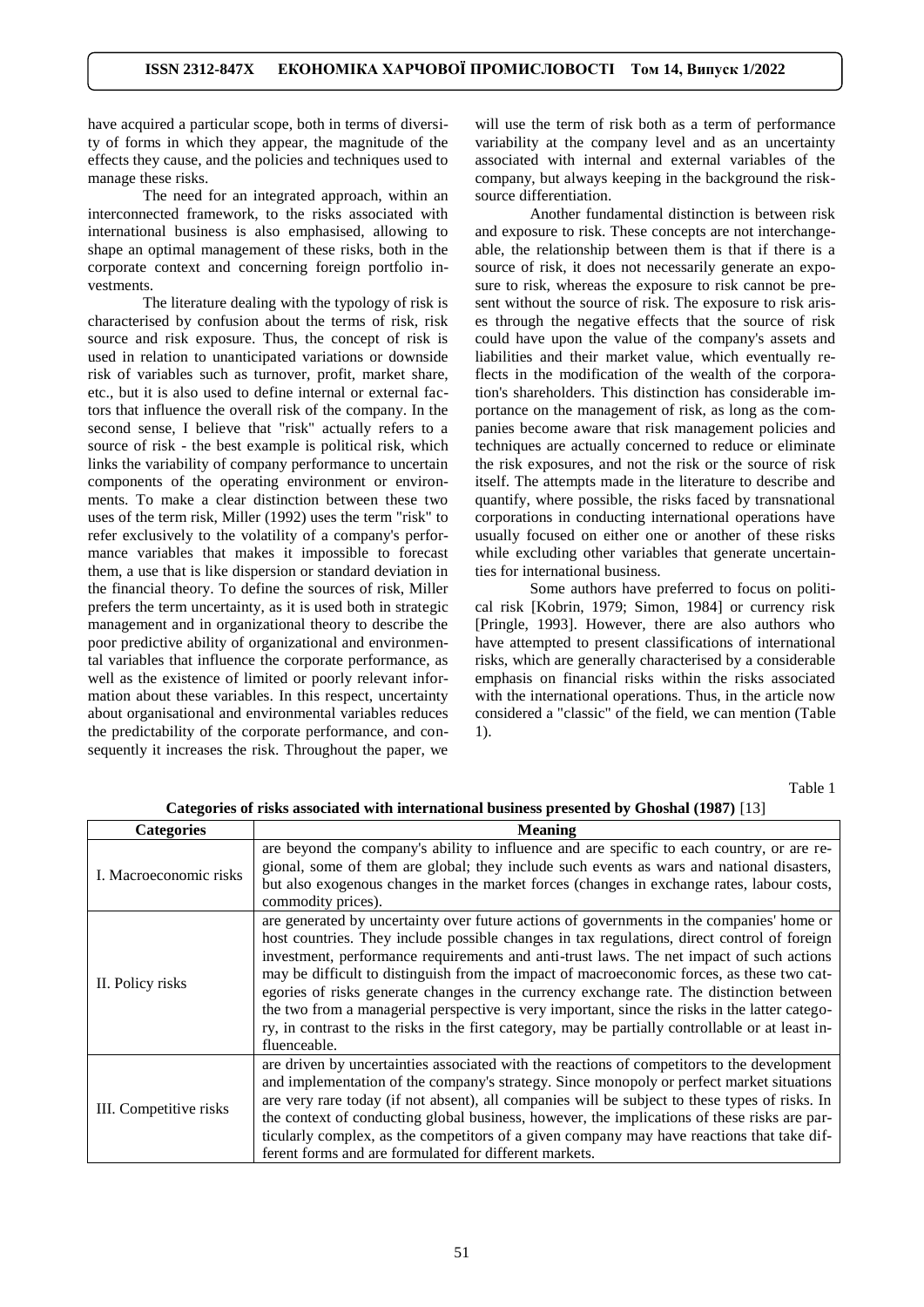have acquired a particular scope, both in terms of diversity of forms in which they appear, the magnitude of the effects they cause, and the policies and techniques used to manage these risks.

The need for an integrated approach, within an interconnected framework, to the risks associated with international business is also emphasised, allowing to shape an optimal management of these risks, both in the corporate context and concerning foreign portfolio investments.

The literature dealing with the typology of risk is characterised by confusion about the terms of risk, risk source and risk exposure. Thus, the concept of risk is used in relation to unanticipated variations or downside risk of variables such as turnover, profit, market share, etc., but it is also used to define internal or external factors that influence the overall risk of the company. In the second sense, I believe that "risk" actually refers to a source of risk - the best example is political risk, which links the variability of company performance to uncertain components of the operating environment or environments. To make a clear distinction between these two uses of the term risk, Miller (1992) uses the term "risk" to refer exclusively to the volatility of a company's performance variables that makes it impossible to forecast them, a use that is like dispersion or standard deviation in the financial theory. To define the sources of risk, Miller prefers the term uncertainty, as it is used both in strategic management and in organizational theory to describe the poor predictive ability of organizational and environmental variables that influence the corporate performance, as well as the existence of limited or poorly relevant information about these variables. In this respect, uncertainty about organisational and environmental variables reduces the predictability of the corporate performance, and consequently it increases the risk. Throughout the paper, we will use the term of risk both as a term of performance variability at the company level and as an uncertainty associated with internal and external variables of the company, but always keeping in the background the risk-source differentiation.

Another fundamental distinction is between risk and exposure to risk. These concepts are not interchangeable, the relationship between them is that if there is a source of risk, it does not necessarily generate an exposure to risk, whereas the exposure to risk cannot be present without the source of risk. The exposure to risk arises through the negative effects that the source of risk could have upon the value of the company's assets and liabilities and their market value, which eventually reflects in the modification of the wealth of the corporation's shareholders. This distinction has considerable importance on the management of risk, as long as the companies become aware that risk management policies and techniques are actually concerned to reduce or eliminate the risk exposures, and not the risk or the source of risk itself. The attempts made in the literature to describe and quantify, where possible, the risks faced by transnational corporations in conducting international operations have usually focused on either one or another of these risks while excluding other variables that generate uncertainties for international business.

Some authors have preferred to focus on political risk [Kobrin, 1979; Simon, 1984] or currency risk [Pringle, 1993]. However, there are also authors who have attempted to present classifications of international risks, which are generally characterised by a considerable emphasis on financial risks within the risks associated with the international operations. Thus, in the article now considered a "classic" of the field, we can mention (Table 1).

Table 1

**Categories of risks associated with international business presented by Ghoshal (1987)** [13]

| Categories | Meaning |
|---|---|
| I. Macroeconomic risks | are beyond the company's ability to influence and are specific to each country, or are regional, some of them are global; they include such events as wars and national disasters, but also exogenous changes in the market forces (changes in exchange rates, labour costs, commodity prices). |
| II. Policy risks | are generated by uncertainty over future actions of governments in the companies' home or host countries. They include possible changes in tax regulations, direct control of foreign investment, performance requirements and anti-trust laws. The net impact of such actions may be difficult to distinguish from the impact of macroeconomic forces, as these two categories of risks generate changes in the currency exchange rate. The distinction between the two from a managerial perspective is very important, since the risks in the latter category, in contrast to the risks in the first category, may be partially controllable or at least influenceable. |
| III. Competitive risks | are driven by uncertainties associated with the reactions of competitors to the development and implementation of the company's strategy. Since monopoly or perfect market situations are very rare today (if not absent), all companies will be subject to these types of risks. In the context of conducting global business, however, the implications of these risks are particularly complex, as the competitors of a given company may have reactions that take different forms and are formulated for different markets. |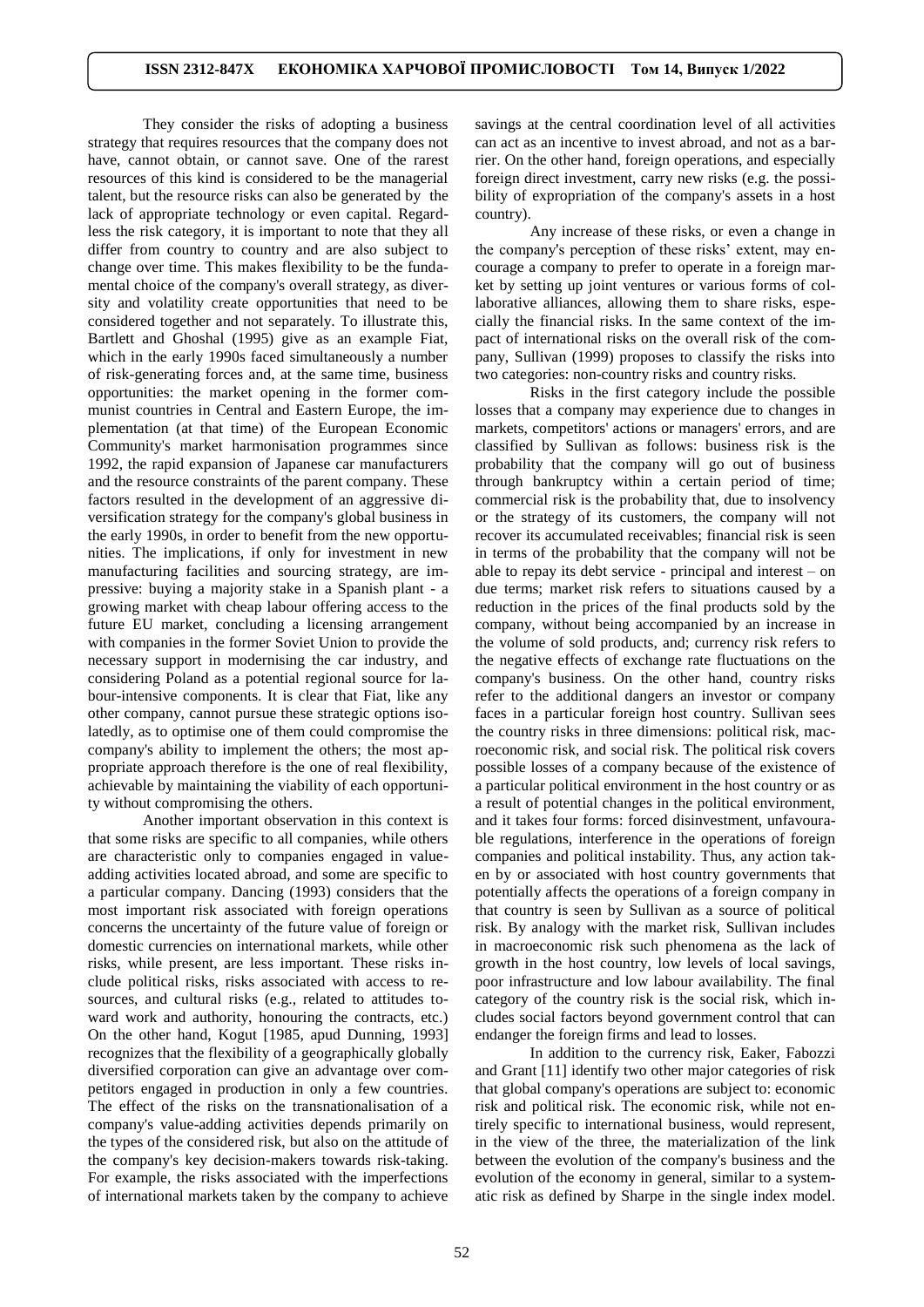They consider the risks of adopting a business strategy that requires resources that the company does not have, cannot obtain, or cannot save. One of the rarest resources of this kind is considered to be the managerial talent, but the resource risks can also be generated by the lack of appropriate technology or even capital. Regardless the risk category, it is important to note that they all differ from country to country and are also subject to change over time. This makes flexibility to be the fundamental choice of the company's overall strategy, as diversity and volatility create opportunities that need to be considered together and not separately. To illustrate this, Bartlett and Ghoshal (1995) give as an example Fiat, which in the early 1990s faced simultaneously a number of risk-generating forces and, at the same time, business opportunities: the market opening in the former communist countries in Central and Eastern Europe, the implementation (at that time) of the European Economic Community's market harmonisation programmes since 1992, the rapid expansion of Japanese car manufacturers and the resource constraints of the parent company. These factors resulted in the development of an aggressive diversification strategy for the company's global business in the early 1990s, in order to benefit from the new opportunities. The implications, if only for investment in new manufacturing facilities and sourcing strategy, are impressive: buying a majority stake in a Spanish plant - a growing market with cheap labour offering access to the future EU market, concluding a licensing arrangement with companies in the former Soviet Union to provide the necessary support in modernising the car industry, and considering Poland as a potential regional source for labour-intensive components. It is clear that Fiat, like any other company, cannot pursue these strategic options isolatedly, as to optimise one of them could compromise the company's ability to implement the others; the most appropriate approach therefore is the one of real flexibility, achievable by maintaining the viability of each opportunity without compromising the others.

Another important observation in this context is that some risks are specific to all companies, while others are characteristic only to companies engaged in value-adding activities located abroad, and some are specific to a particular company. Dancing (1993) considers that the most important risk associated with foreign operations concerns the uncertainty of the future value of foreign or domestic currencies on international markets, while other risks, while present, are less important. These risks include political risks, risks associated with access to resources, and cultural risks (e.g., related to attitudes toward work and authority, honouring the contracts, etc.) On the other hand, Kogut [1985, apud Dunning, 1993] recognizes that the flexibility of a geographically globally diversified corporation can give an advantage over competitors engaged in production in only a few countries. The effect of the risks on the transnationalisation of a company's value-adding activities depends primarily on the types of the considered risk, but also on the attitude of the company's key decision-makers towards risk-taking. For example, the risks associated with the imperfections of international markets taken by the company to achieve savings at the central coordination level of all activities can act as an incentive to invest abroad, and not as a barrier. On the other hand, foreign operations, and especially foreign direct investment, carry new risks (e.g. the possibility of expropriation of the company's assets in a host country).

Any increase of these risks, or even a change in the company's perception of these risks' extent, may encourage a company to prefer to operate in a foreign market by setting up joint ventures or various forms of collaborative alliances, allowing them to share risks, especially the financial risks. In the same context of the impact of international risks on the overall risk of the company, Sullivan (1999) proposes to classify the risks into two categories: non-country risks and country risks.

Risks in the first category include the possible losses that a company may experience due to changes in markets, competitors' actions or managers' errors, and are classified by Sullivan as follows: business risk is the probability that the company will go out of business through bankruptcy within a certain period of time; commercial risk is the probability that, due to insolvency or the strategy of its customers, the company will not recover its accumulated receivables; financial risk is seen in terms of the probability that the company will not be able to repay its debt service - principal and interest – on due terms; market risk refers to situations caused by a reduction in the prices of the final products sold by the company, without being accompanied by an increase in the volume of sold products, and; currency risk refers to the negative effects of exchange rate fluctuations on the company's business. On the other hand, country risks refer to the additional dangers an investor or company faces in a particular foreign host country. Sullivan sees the country risks in three dimensions: political risk, macroeconomic risk, and social risk. The political risk covers possible losses of a company because of the existence of a particular political environment in the host country or as a result of potential changes in the political environment, and it takes four forms: forced disinvestment, unfavourable regulations, interference in the operations of foreign companies and political instability. Thus, any action taken by or associated with host country governments that potentially affects the operations of a foreign company in that country is seen by Sullivan as a source of political risk. By analogy with the market risk, Sullivan includes in macroeconomic risk such phenomena as the lack of growth in the host country, low levels of local savings, poor infrastructure and low labour availability. The final category of the country risk is the social risk, which includes social factors beyond government control that can endanger the foreign firms and lead to losses.

In addition to the currency risk, Eaker, Fabozzi and Grant [11] identify two other major categories of risk that global company's operations are subject to: economic risk and political risk. The economic risk, while not entirely specific to international business, would represent, in the view of the three, the materialization of the link between the evolution of the company's business and the evolution of the economy in general, similar to a systematic risk as defined by Sharpe in the single index model.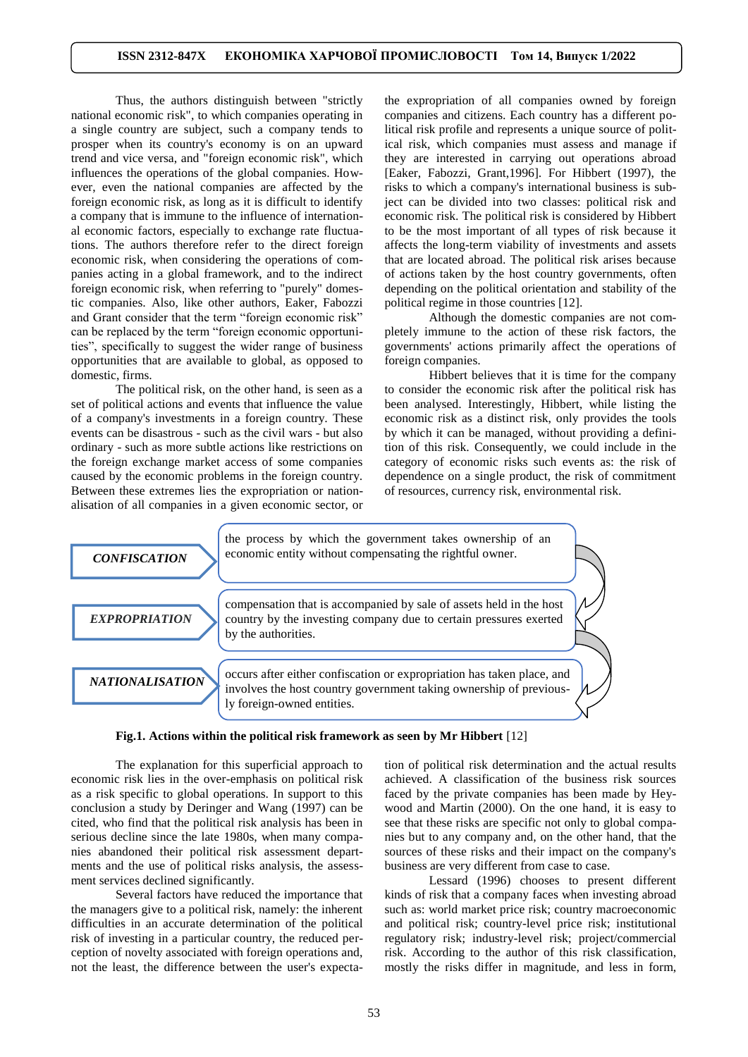Thus, the authors distinguish between "strictly national economic risk", to which companies operating in a single country are subject, such a company tends to prosper when its country's economy is on an upward trend and vice versa, and "foreign economic risk", which influences the operations of the global companies. However, even the national companies are affected by the foreign economic risk, as long as it is difficult to identify a company that is immune to the influence of international economic factors, especially to exchange rate fluctuations. The authors therefore refer to the direct foreign economic risk, when considering the operations of companies acting in a global framework, and to the indirect foreign economic risk, when referring to "purely" domestic companies. Also, like other authors, Eaker, Fabozzi and Grant consider that the term "foreign economic risk" can be replaced by the term "foreign economic opportunities", specifically to suggest the wider range of business opportunities that are available to global, as opposed to domestic, firms.

The political risk, on the other hand, is seen as a set of political actions and events that influence the value of a company's investments in a foreign country. These events can be disastrous - such as the civil wars - but also ordinary - such as more subtle actions like restrictions on the foreign exchange market access of some companies caused by the economic problems in the foreign country. Between these extremes lies the expropriation or nationalisation of all companies in a given economic sector, or the expropriation of all companies owned by foreign companies and citizens. Each country has a different political risk profile and represents a unique source of political risk, which companies must assess and manage if they are interested in carrying out operations abroad [Eaker, Fabozzi, Grant,1996]. For Hibbert (1997), the risks to which a company's international business is subject can be divided into two classes: political risk and economic risk. The political risk is considered by Hibbert to be the most important of all types of risk because it affects the long-term viability of investments and assets that are located abroad. The political risk arises because of actions taken by the host country governments, often depending on the political orientation and stability of the political regime in those countries [12].

Although the domestic companies are not completely immune to the action of these risk factors, the governments' actions primarily affect the operations of foreign companies.

Hibbert believes that it is time for the company to consider the economic risk after the political risk has been analysed. Interestingly, Hibbert, while listing the economic risk as a distinct risk, only provides the tools by which it can be managed, without providing a definition of this risk. Consequently, we could include in the category of economic risks such events as: the risk of dependence on a single product, the risk of commitment of resources, currency risk, environmental risk.

| | |
|---|---|
| ***CONFISCATION*** | the process by which the government takes ownership of an economic entity without compensating the rightful owner. |
| ***EXPROPRIATION*** | compensation that is accompanied by sale of assets held in the host country by the investing company due to certain pressures exerted by the authorities. |
| ***NATIONALISATION*** | occurs after either confiscation or expropriation has taken place, and involves the host country government taking ownership of previously foreign-owned entities. |

**Fig.1. Actions within the political risk framework as seen by Mr Hibbert** [12]

The explanation for this superficial approach to economic risk lies in the over-emphasis on political risk as a risk specific to global operations. In support to this conclusion a study by Deringer and Wang (1997) can be cited, who find that the political risk analysis has been in serious decline since the late 1980s, when many companies abandoned their political risk assessment departments and the use of political risks analysis, the assessment services declined significantly.

Several factors have reduced the importance that the managers give to a political risk, namely: the inherent difficulties in an accurate determination of the political risk of investing in a particular country, the reduced perception of novelty associated with foreign operations and, not the least, the difference between the user's expectation of political risk determination and the actual results achieved. A classification of the business risk sources faced by the private companies has been made by Heywood and Martin (2000). On the one hand, it is easy to see that these risks are specific not only to global companies but to any company and, on the other hand, that the sources of these risks and their impact on the company's business are very different from case to case.

Lessard (1996) chooses to present different kinds of risk that a company faces when investing abroad such as: world market price risk; country macroeconomic and political risk; country-level price risk; institutional regulatory risk; industry-level risk; project/commercial risk. According to the author of this risk classification, mostly the risks differ in magnitude, and less in form,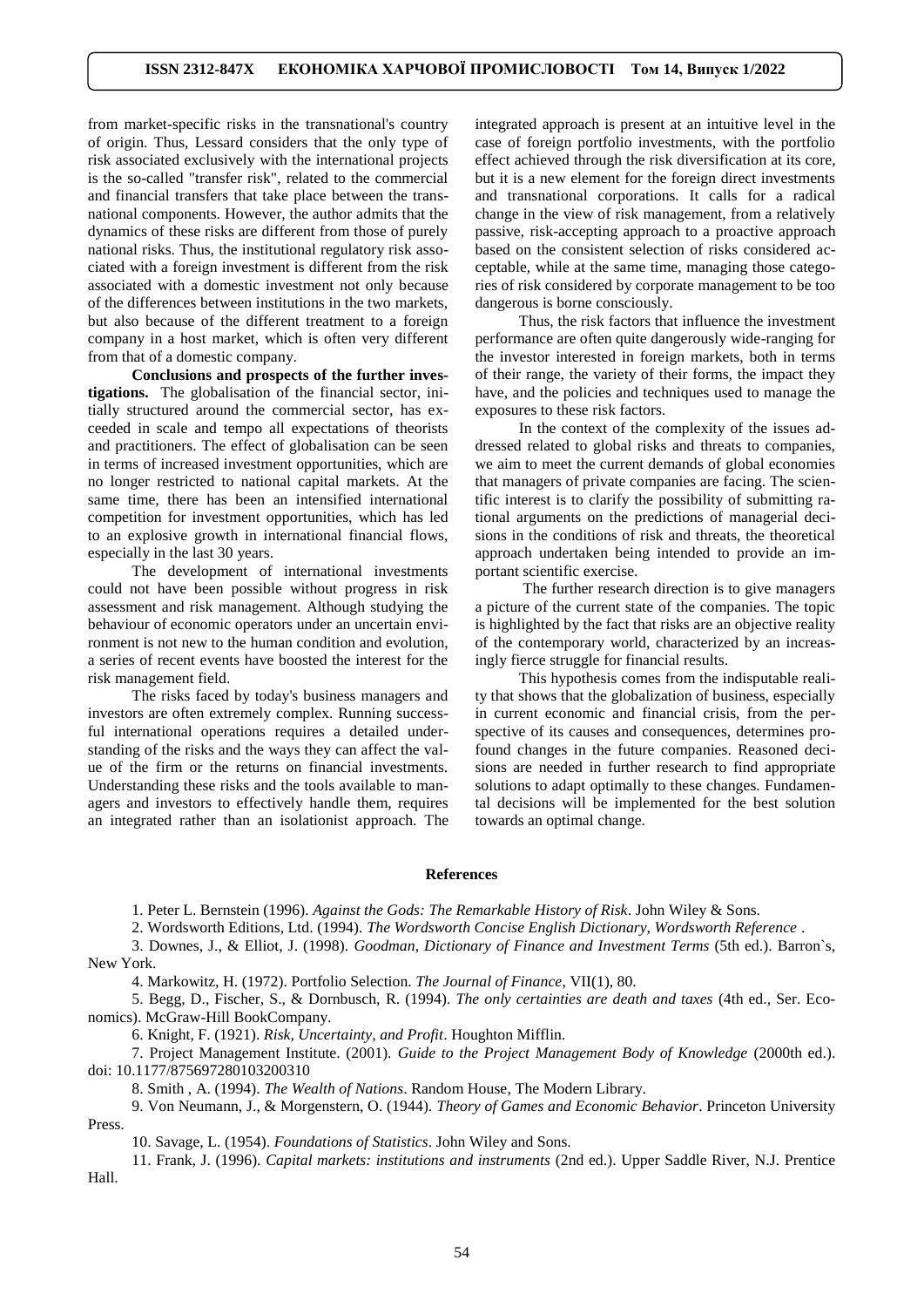from market-specific risks in the transnational's country of origin. Thus, Lessard considers that the only type of risk associated exclusively with the international projects is the so-called "transfer risk", related to the commercial and financial transfers that take place between the transnational components. However, the author admits that the dynamics of these risks are different from those of purely national risks. Thus, the institutional regulatory risk associated with a foreign investment is different from the risk associated with a domestic investment not only because of the differences between institutions in the two markets, but also because of the different treatment to a foreign company in a host market, which is often very different from that of a domestic company.

**Conclusions and prospects of the further investigations.** The globalisation of the financial sector, initially structured around the commercial sector, has exceeded in scale and tempo all expectations of theorists and practitioners. The effect of globalisation can be seen in terms of increased investment opportunities, which are no longer restricted to national capital markets. At the same time, there has been an intensified international competition for investment opportunities, which has led to an explosive growth in international financial flows, especially in the last 30 years.

The development of international investments could not have been possible without progress in risk assessment and risk management. Although studying the behaviour of economic operators under an uncertain environment is not new to the human condition and evolution, a series of recent events have boosted the interest for the risk management field.

The risks faced by today's business managers and investors are often extremely complex. Running successful international operations requires a detailed understanding of the risks and the ways they can affect the value of the firm or the returns on financial investments. Understanding these risks and the tools available to managers and investors to effectively handle them, requires an integrated rather than an isolationist approach. The integrated approach is present at an intuitive level in the case of foreign portfolio investments, with the portfolio effect achieved through the risk diversification at its core, but it is a new element for the foreign direct investments and transnational corporations. It calls for a radical change in the view of risk management, from a relatively passive, risk-accepting approach to a proactive approach based on the consistent selection of risks considered acceptable, while at the same time, managing those categories of risk considered by corporate management to be too dangerous is borne consciously.

Thus, the risk factors that influence the investment performance are often quite dangerously wide-ranging for the investor interested in foreign markets, both in terms of their range, the variety of their forms, the impact they have, and the policies and techniques used to manage the exposures to these risk factors.

In the context of the complexity of the issues addressed related to global risks and threats to companies, we aim to meet the current demands of global economies that managers of private companies are facing. The scientific interest is to clarify the possibility of submitting rational arguments on the predictions of managerial decisions in the conditions of risk and threats, the theoretical approach undertaken being intended to provide an important scientific exercise.

The further research direction is to give managers a picture of the current state of the companies. The topic is highlighted by the fact that risks are an objective reality of the contemporary world, characterized by an increasingly fierce struggle for financial results.

This hypothesis comes from the indisputable reality that shows that the globalization of business, especially in current economic and financial crisis, from the perspective of its causes and consequences, determines profound changes in the future companies. Reasoned decisions are needed in further research to find appropriate solutions to adapt optimally to these changes. Fundamental decisions will be implemented for the best solution towards an optimal change.

## References

1. Peter L. Bernstein (1996). *Against the Gods: The Remarkable History of Risk*. John Wiley & Sons.

2. Wordsworth Editions, Ltd. (1994). *The Wordsworth Concise English Dictionary, Wordsworth Reference* .

3. Downes, J., & Elliot, J. (1998). *Goodman, Dictionary of Finance and Investment Terms* (5th ed.). Barron`s, New York.

4. Markowitz, H. (1972). Portfolio Selection. *The Journal of Finance*, VII(1), 80.

5. Begg, D., Fischer, S., & Dornbusch, R. (1994). *The only certainties are death and taxes* (4th ed., Ser. Economics). McGraw-Hill BookCompany.

6. Knight, F. (1921). *Risk, Uncertainty, and Profit*. Houghton Mifflin.

7. Project Management Institute. (2001). *Guide to the Project Management Body of Knowledge* (2000th ed.). doi: 10.1177/875697280103200310

8. Smith , A. (1994). *The Wealth of Nations*. Random House, The Modern Library.

9. Von Neumann, J., & Morgenstern, O. (1944). *Theory of Games and Economic Behavior*. Princeton University Press.

10. Savage, L. (1954). *Foundations of Statistics*. John Wiley and Sons.

11. Frank, J. (1996). *Capital markets: institutions and instruments* (2nd ed.). Upper Saddle River, N.J. Prentice Hall.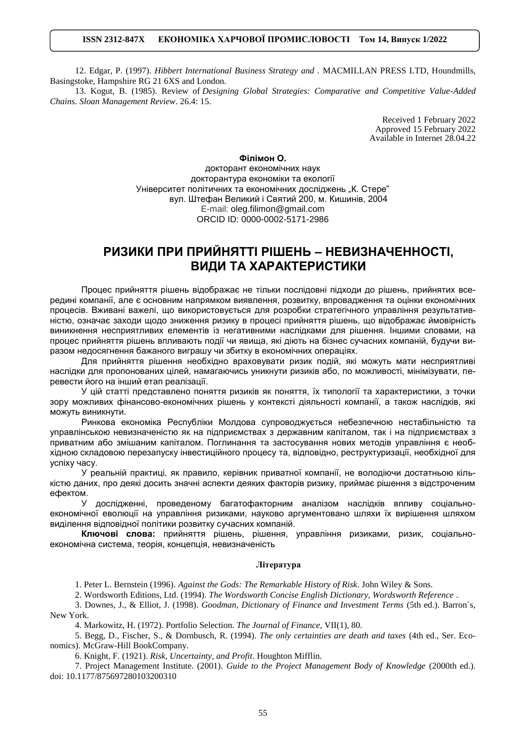12. Edgar, P. (1997). *Hibbert International Business Strategy and* . MACMILLAN PRESS LTD, Houndmills, Basingstoke, Hampshire RG 21 6XS and London.

13. Kogut, B. (1985). Review of *Designing Global Strategies: Comparative and Competitive Value-Added Chains*. *Sloan Management Review*. 26.4: 15.

Received 1 February 2022
Approved 15 February 2022
Available in Internet 28.04.22

**Філімон О.**

докторант економічних наук
докторантура економіки та екології
Університет політичних та економічних досліджень „К. Стере"
вул. Штефан Великий і Святий 200, м. Кишинів, 2004
E-mail: oleg.filimon@gmail.com
ORCID ID: 0000-0002-5171-2986

# РИЗИКИ ПРИ ПРИЙНЯТТІ РІШЕНЬ – НЕВИЗНАЧЕННОСТІ, ВИДИ ТА ХАРАКТЕРИСТИКИ

Процес прийняття рішень відображає не тільки послідовні підходи до рішень, прийнятих всередині компанії, але є основним напрямком виявлення, розвитку, впровадження та оцінки економічних процесів. Вживані важелі, що використовується для розробки стратегічного управління результативністю, означає заходи щодо зниження ризику в процесі прийняття рішень, що відображає ймовірність виникнення несприятливих елементів із негативними наслідками для рішення. Іншими словами, на процес прийняття рішень впливають події чи явища, які діють на бізнес сучасних компаній, будучи виразом недосягнення бажаного виграшу чи збитку в економічних операціях.

Для прийняття рішення необхідно враховувати ризик подій, які можуть мати несприятливі наслідки для пропонованих цілей, намагаючись уникнути ризиків або, по можливості, мінімізувати, перевести його на інший етап реалізації.

У цій статті представлено поняття ризиків як поняття, їх типології та характеристики, з точки зору можливих фінансово-економічних рішень у контексті діяльності компанії, а також наслідків, які можуть виникнути.

Ринкова економіка Республіки Молдова супроводжується небезпечною нестабільністю та управлінською невизначеністю як на підприємствах з державним капіталом, так і на підприємствах з приватним або змішаним капіталом. Поглинання та застосування нових методів управління є необхідною складовою перезапуску інвестиційного процесу та, відповідно, реструктуризації, необхідної для успіху часу.

У реальній практиці, як правило, керівник приватної компанії, не володіючи достатньою кількістю даних, про деякі досить значні аспекти деяких факторів ризику, приймає рішення з відстроченим ефектом.

У дослідженні, проведеному багатофакторним аналізом наслідків впливу соціально-економічної еволюції на управління ризиками, науково аргументовано шляхи їх вирішення шляхом виділення відповідної політики розвитку сучасних компаній.

**Ключові слова:** прийняття рішень, рішення, управління ризиками, ризик, соціально-економічна система, теорія, концепція, невизначеність

### Література

1. Peter L. Bernstein (1996). *Against the Gods: The Remarkable History of Risk*. John Wiley & Sons.

2. Wordsworth Editions, Ltd. (1994). *The Wordsworth Concise English Dictionary, Wordsworth Reference* .

3. Downes, J., & Elliot, J. (1998). *Goodman, Dictionary of Finance and Investment Terms* (5th ed.). Barron`s, New York.

4. Markowitz, H. (1972). Portfolio Selection. *The Journal of Finance*, VII(1), 80.

5. Begg, D., Fischer, S., & Dornbusch, R. (1994). *The only certainties are death and taxes* (4th ed., Ser. Economics). McGraw-Hill BookCompany.

6. Knight, F. (1921). *Risk, Uncertainty, and Profit*. Houghton Mifflin.

7. Project Management Institute. (2001). *Guide to the Project Management Body of Knowledge* (2000th ed.). doi: 10.1177/875697280103200310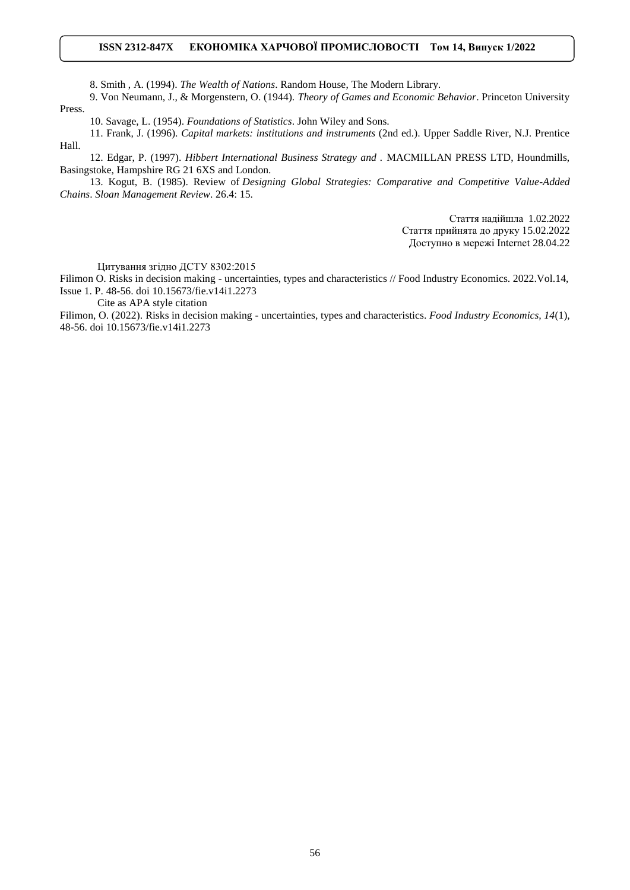8. Smith , A. (1994). *The Wealth of Nations*. Random House, The Modern Library.

9. Von Neumann, J., & Morgenstern, O. (1944). *Theory of Games and Economic Behavior*. Princeton University Press.

10. Savage, L. (1954). *Foundations of Statistics*. John Wiley and Sons.

11. Frank, J. (1996). *Capital markets: institutions and instruments* (2nd ed.). Upper Saddle River, N.J. Prentice Hall.

12. Edgar, P. (1997). *Hibbert International Business Strategy and* . MACMILLAN PRESS LTD, Houndmills, Basingstoke, Hampshire RG 21 6XS and London.

13. Kogut, B. (1985). Review of *Designing Global Strategies: Comparative and Competitive Value-Added Chains*. *Sloan Management Review*. 26.4: 15.

Стаття надійшла 1.02.2022
Стаття прийнята до друку 15.02.2022
Доступно в мережі Internet 28.04.22

Цитування згідно ДСТУ 8302:2015

Filimon O. Risks in decision making - uncertainties, types and characteristics // Food Industry Economics. 2022.Vol.14, Issue 1. P. 48-56. doi 10.15673/fie.v14i1.2273

Cite as APA style citation

Filimon, O. (2022). Risks in decision making - uncertainties, types and characteristics. *Food Industry Economics, 14*(1), 48-56. doi 10.15673/fie.v14i1.2273